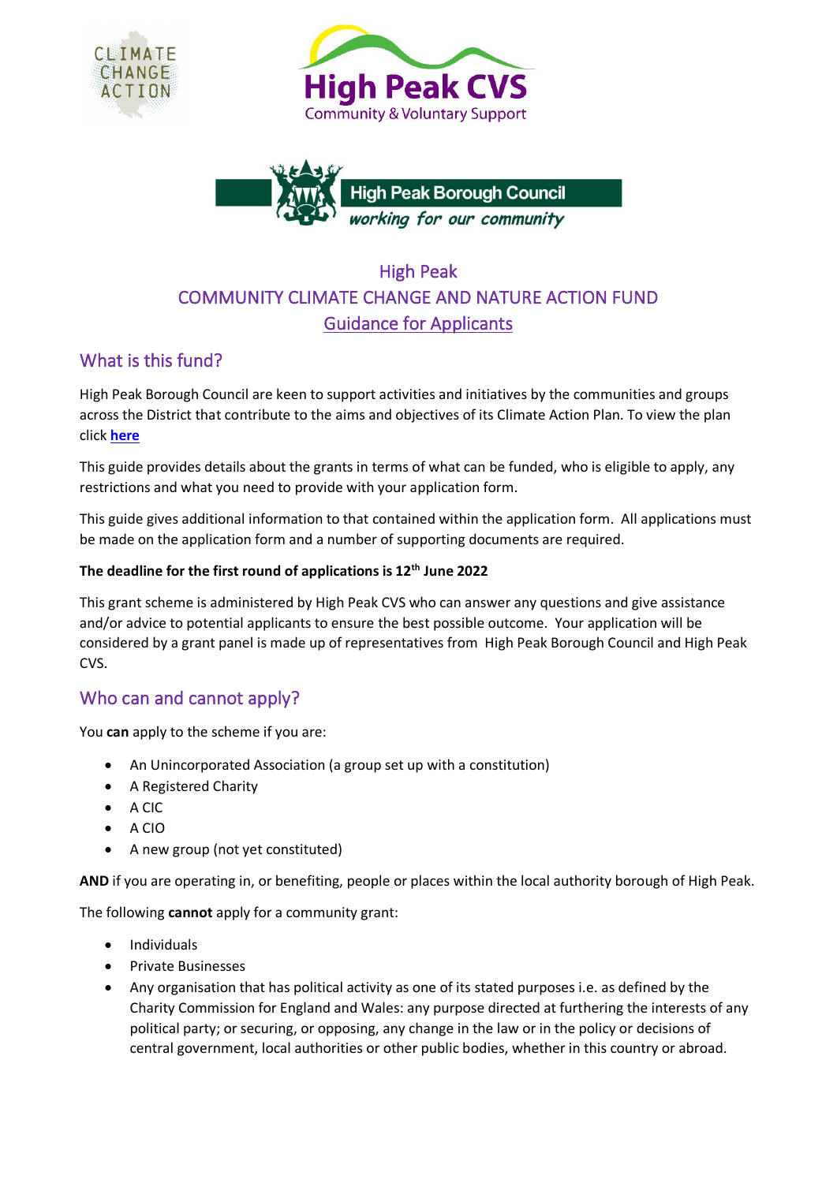High Peak
COMMUNITY CLIMATE CHANGE AND NATURE ACTION FUND
Guidance for Applicants

## What is this fund?

High Peak Borough Council are keen to support activities and initiatives by the communities and groups across the District that contribute to the aims and objectives of its Climate Action Plan. To view the plan click **here**

This guide provides details about the grants in terms of what can be funded, who is eligible to apply, any restrictions and what you need to provide with your application form.

This guide gives additional information to that contained within the application form. All applications must be made on the application form and a number of supporting documents are required.

**The deadline for the first round of applications is 12th June 2022**

This grant scheme is administered by High Peak CVS who can answer any questions and give assistance and/or advice to potential applicants to ensure the best possible outcome. Your application will be considered by a grant panel is made up of representatives from High Peak Borough Council and High Peak CVS.

## Who can and cannot apply?

You **can** apply to the scheme if you are:

- An Unincorporated Association (a group set up with a constitution)
- A Registered Charity
- A CIC
- A CIO
- A new group (not yet constituted)

**AND** if you are operating in, or benefiting, people or places within the local authority borough of High Peak.

The following **cannot** apply for a community grant:

- Individuals
- Private Businesses
- Any organisation that has political activity as one of its stated purposes i.e. as defined by the Charity Commission for England and Wales: any purpose directed at furthering the interests of any political party; or securing, or opposing, any change in the law or in the policy or decisions of central government, local authorities or other public bodies, whether in this country or abroad.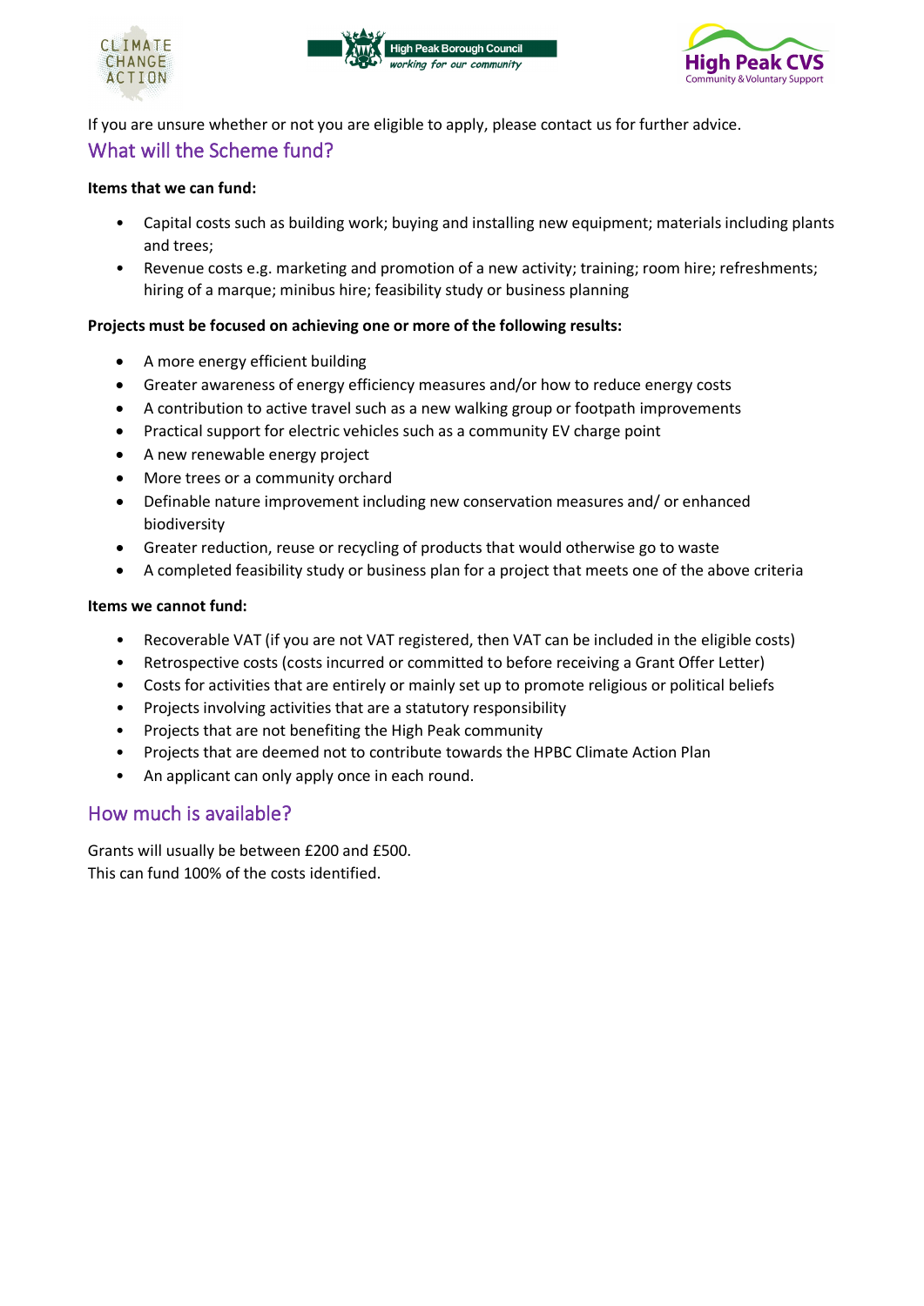If you are unsure whether or not you are eligible to apply, please contact us for further advice.

## What will the Scheme fund?

**Items that we can fund:**

- Capital costs such as building work; buying and installing new equipment; materials including plants and trees;
- Revenue costs e.g. marketing and promotion of a new activity; training; room hire; refreshments; hiring of a marque; minibus hire; feasibility study or business planning

**Projects must be focused on achieving one or more of the following results:**

- A more energy efficient building
- Greater awareness of energy efficiency measures and/or how to reduce energy costs
- A contribution to active travel such as a new walking group or footpath improvements
- Practical support for electric vehicles such as a community EV charge point
- A new renewable energy project
- More trees or a community orchard
- Definable nature improvement including new conservation measures and/ or enhanced biodiversity
- Greater reduction, reuse or recycling of products that would otherwise go to waste
- A completed feasibility study or business plan for a project that meets one of the above criteria

**Items we cannot fund:**

- Recoverable VAT (if you are not VAT registered, then VAT can be included in the eligible costs)
- Retrospective costs (costs incurred or committed to before receiving a Grant Offer Letter)
- Costs for activities that are entirely or mainly set up to promote religious or political beliefs
- Projects involving activities that are a statutory responsibility
- Projects that are not benefiting the High Peak community
- Projects that are deemed not to contribute towards the HPBC Climate Action Plan
- An applicant can only apply once in each round.

## How much is available?

Grants will usually be between £200 and £500.
This can fund 100% of the costs identified.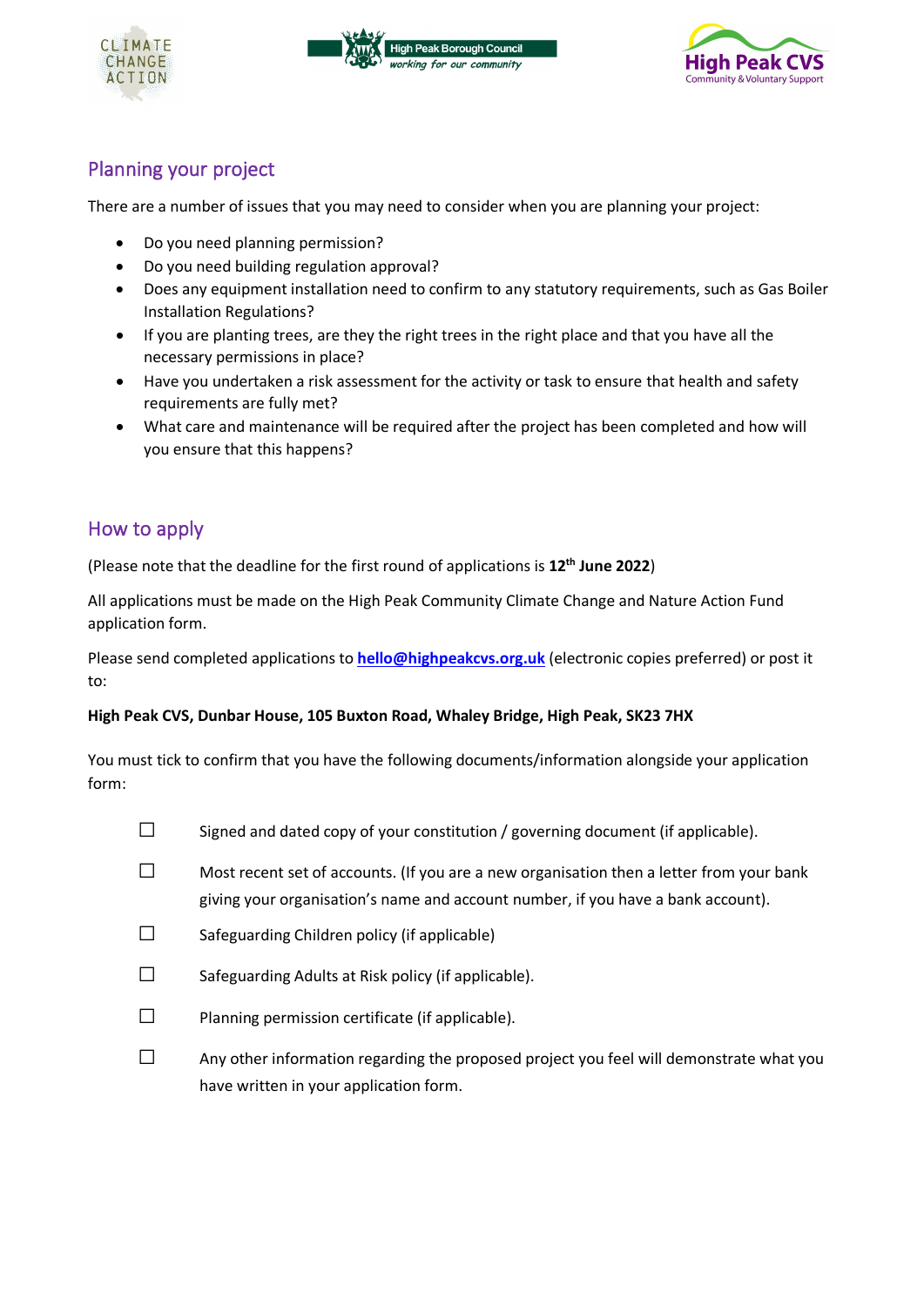## Planning your project

There are a number of issues that you may need to consider when you are planning your project:

- Do you need planning permission?
- Do you need building regulation approval?
- Does any equipment installation need to confirm to any statutory requirements, such as Gas Boiler Installation Regulations?
- If you are planting trees, are they the right trees in the right place and that you have all the necessary permissions in place?
- Have you undertaken a risk assessment for the activity or task to ensure that health and safety requirements are fully met?
- What care and maintenance will be required after the project has been completed and how will you ensure that this happens?

## How to apply

(Please note that the deadline for the first round of applications is **12th June 2022**)

All applications must be made on the High Peak Community Climate Change and Nature Action Fund application form.

Please send completed applications to **hello@highpeakcvs.org.uk** (electronic copies preferred) or post it to:

**High Peak CVS, Dunbar House, 105 Buxton Road, Whaley Bridge, High Peak, SK23 7HX**

You must tick to confirm that you have the following documents/information alongside your application form:

- ☐ Signed and dated copy of your constitution / governing document (if applicable).
- ☐ Most recent set of accounts. (If you are a new organisation then a letter from your bank giving your organisation's name and account number, if you have a bank account).
- ☐ Safeguarding Children policy (if applicable)
- ☐ Safeguarding Adults at Risk policy (if applicable).
- ☐ Planning permission certificate (if applicable).
- ☐ Any other information regarding the proposed project you feel will demonstrate what you have written in your application form.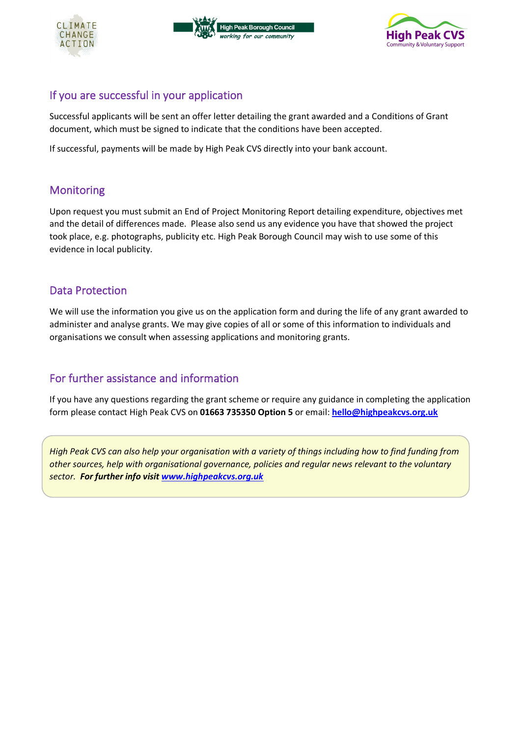## If you are successful in your application

Successful applicants will be sent an offer letter detailing the grant awarded and a Conditions of Grant document, which must be signed to indicate that the conditions have been accepted.

If successful, payments will be made by High Peak CVS directly into your bank account.

## Monitoring

Upon request you must submit an End of Project Monitoring Report detailing expenditure, objectives met and the detail of differences made. Please also send us any evidence you have that showed the project took place, e.g. photographs, publicity etc. High Peak Borough Council may wish to use some of this evidence in local publicity.

## Data Protection

We will use the information you give us on the application form and during the life of any grant awarded to administer and analyse grants. We may give copies of all or some of this information to individuals and organisations we consult when assessing applications and monitoring grants.

## For further assistance and information

If you have any questions regarding the grant scheme or require any guidance in completing the application form please contact High Peak CVS on **01663 735350 Option 5** or email: **hello@highpeakcvs.org.uk**

*High Peak CVS can also help your organisation with a variety of things including how to find funding from other sources, help with organisational governance, policies and regular news relevant to the voluntary sector.* ***For further info visit www.highpeakcvs.org.uk***